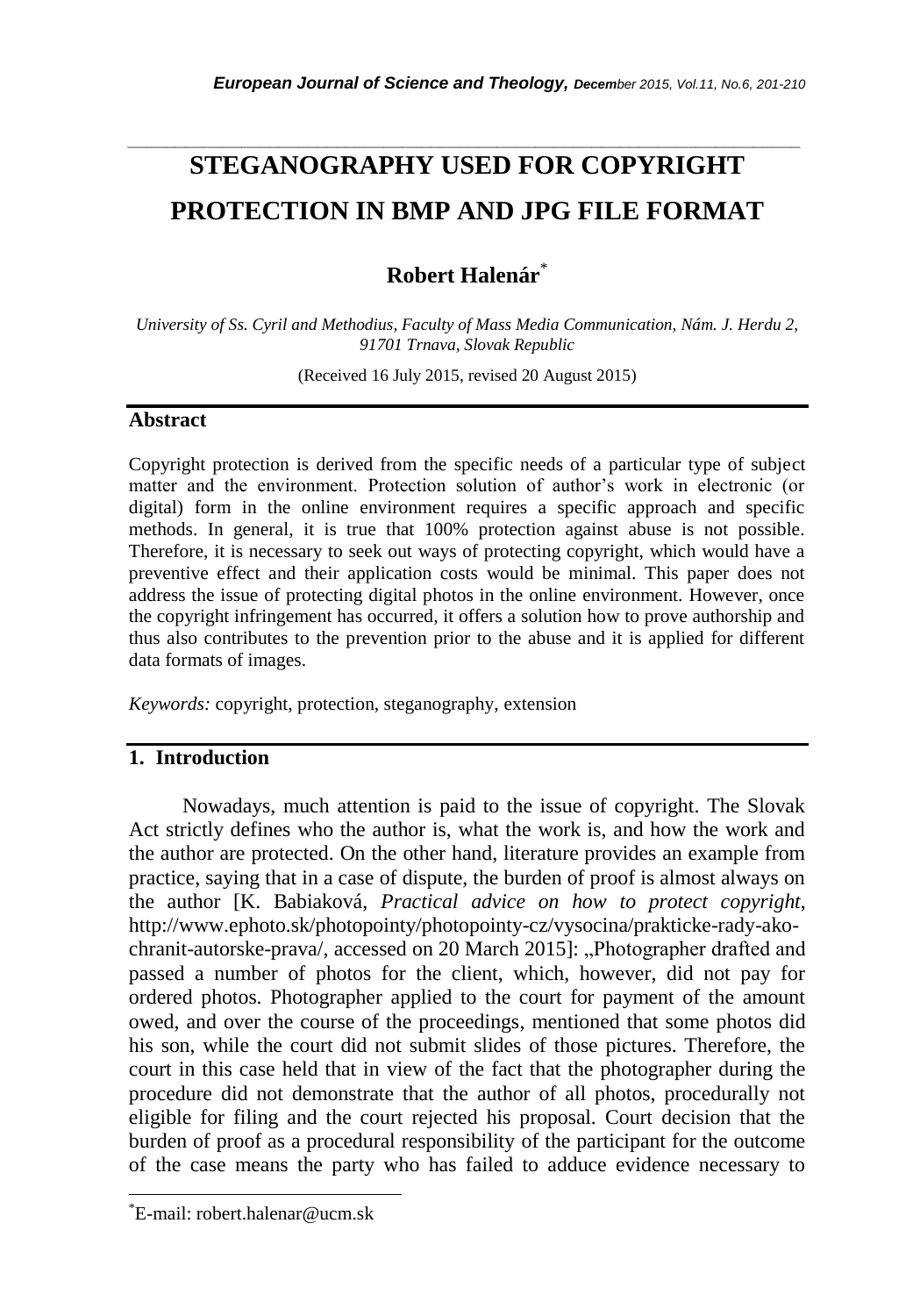# STEGANOGRAPHY USED FOR COPYRIGHT PROTECTION IN BMP AND JPG FILE FORMAT

**Robert Halenár***

*University of Ss. Cyril and Methodius, Faculty of Mass Media Communication, Nám. J. Herdu 2, 91701 Trnava, Slovak Republic*

(Received 16 July 2015, revised 20 August 2015)

## Abstract

Copyright protection is derived from the specific needs of a particular type of subject matter and the environment. Protection solution of author's work in electronic (or digital) form in the online environment requires a specific approach and specific methods. In general, it is true that 100% protection against abuse is not possible. Therefore, it is necessary to seek out ways of protecting copyright, which would have a preventive effect and their application costs would be minimal. This paper does not address the issue of protecting digital photos in the online environment. However, once the copyright infringement has occurred, it offers a solution how to prove authorship and thus also contributes to the prevention prior to the abuse and it is applied for different data formats of images.

*Keywords:* copyright, protection, steganography, extension

## 1. Introduction

Nowadays, much attention is paid to the issue of copyright. The Slovak Act strictly defines who the author is, what the work is, and how the work and the author are protected. On the other hand, literature provides an example from practice, saying that in a case of dispute, the burden of proof is almost always on the author [K. Babiaková, *Practical advice on how to protect copyright*, http://www.ephoto.sk/photopointy/photopointy-cz/vysocina/prakticke-rady-ako-chranit-autorske-prava/, accessed on 20 March 2015]: „Photographer drafted and passed a number of photos for the client, which, however, did not pay for ordered photos. Photographer applied to the court for payment of the amount owed, and over the course of the proceedings, mentioned that some photos did his son, while the court did not submit slides of those pictures. Therefore, the court in this case held that in view of the fact that the photographer during the procedure did not demonstrate that the author of all photos, procedurally not eligible for filing and the court rejected his proposal. Court decision that the burden of proof as a procedural responsibility of the participant for the outcome of the case means the party who has failed to adduce evidence necessary to

*E-mail: robert.halenar@ucm.sk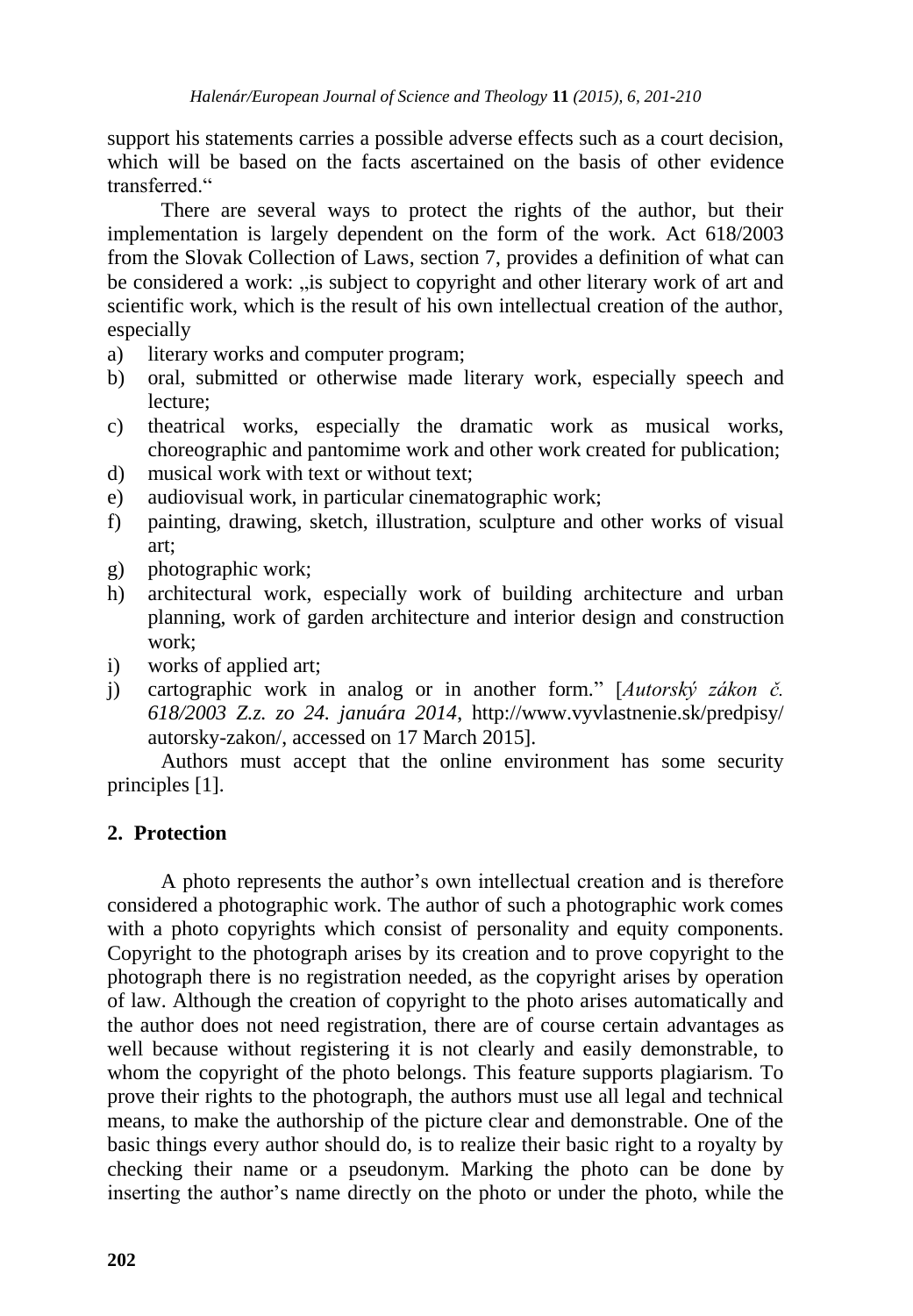support his statements carries a possible adverse effects such as a court decision, which will be based on the facts ascertained on the basis of other evidence transferred."

There are several ways to protect the rights of the author, but their implementation is largely dependent on the form of the work. Act 618/2003 from the Slovak Collection of Laws, section 7, provides a definition of what can be considered a work: „is subject to copyright and other literary work of art and scientific work, which is the result of his own intellectual creation of the author, especially

a) literary works and computer program;
b) oral, submitted or otherwise made literary work, especially speech and lecture;
c) theatrical works, especially the dramatic work as musical works, choreographic and pantomime work and other work created for publication;
d) musical work with text or without text;
e) audiovisual work, in particular cinematographic work;
f) painting, drawing, sketch, illustration, sculpture and other works of visual art;
g) photographic work;
h) architectural work, especially work of building architecture and urban planning, work of garden architecture and interior design and construction work;
i) works of applied art;
j) cartographic work in analog or in another form." [*Autorský zákon č. 618/2003 Z.z. zo 24. januára 2014*, http://www.vyvlastnenie.sk/predpisy/autorsky-zakon/, accessed on 17 March 2015].

Authors must accept that the online environment has some security principles [1].

## 2. Protection

A photo represents the author's own intellectual creation and is therefore considered a photographic work. The author of such a photographic work comes with a photo copyrights which consist of personality and equity components. Copyright to the photograph arises by its creation and to prove copyright to the photograph there is no registration needed, as the copyright arises by operation of law. Although the creation of copyright to the photo arises automatically and the author does not need registration, there are of course certain advantages as well because without registering it is not clearly and easily demonstrable, to whom the copyright of the photo belongs. This feature supports plagiarism. To prove their rights to the photograph, the authors must use all legal and technical means, to make the authorship of the picture clear and demonstrable. One of the basic things every author should do, is to realize their basic right to a royalty by checking their name or a pseudonym. Marking the photo can be done by inserting the author's name directly on the photo or under the photo, while the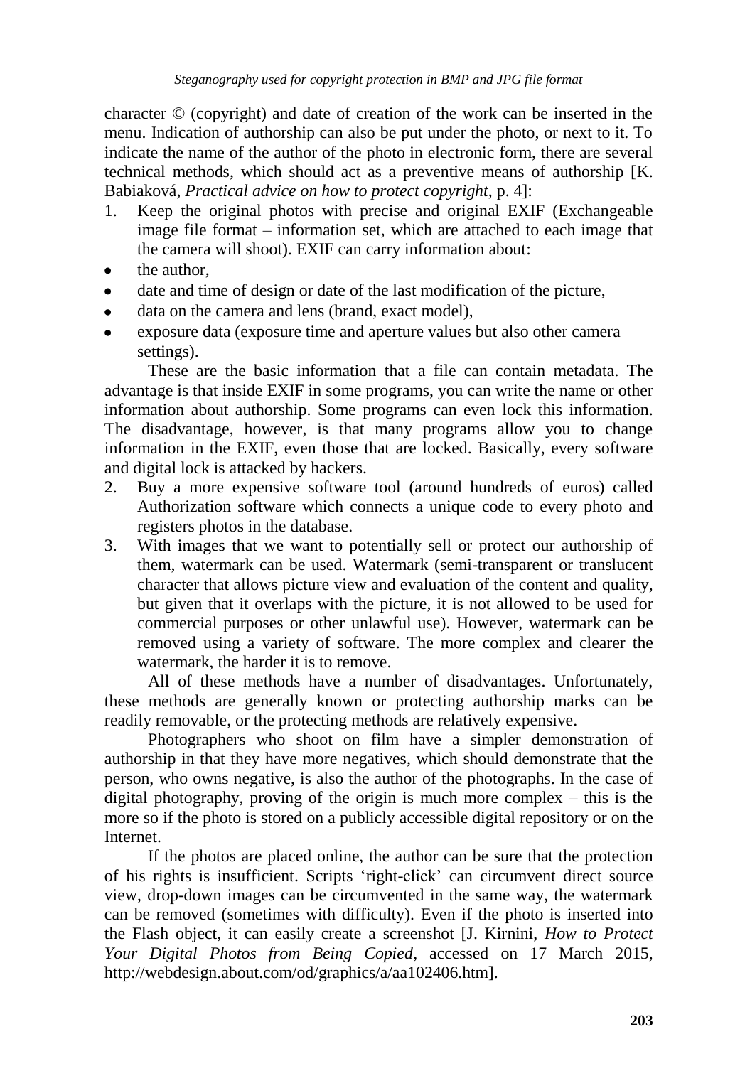character © (copyright) and date of creation of the work can be inserted in the menu. Indication of authorship can also be put under the photo, or next to it. To indicate the name of the author of the photo in electronic form, there are several technical methods, which should act as a preventive means of authorship [K. Babiaková, *Practical advice on how to protect copyright*, p. 4]:

1. Keep the original photos with precise and original EXIF (Exchangeable image file format – information set, which are attached to each image that the camera will shoot). EXIF can carry information about:

- the author,
- date and time of design or date of the last modification of the picture,
- data on the camera and lens (brand, exact model),
- exposure data (exposure time and aperture values but also other camera settings).

These are the basic information that a file can contain metadata. The advantage is that inside EXIF in some programs, you can write the name or other information about authorship. Some programs can even lock this information. The disadvantage, however, is that many programs allow you to change information in the EXIF, even those that are locked. Basically, every software and digital lock is attacked by hackers.

2. Buy a more expensive software tool (around hundreds of euros) called Authorization software which connects a unique code to every photo and registers photos in the database.
3. With images that we want to potentially sell or protect our authorship of them, watermark can be used. Watermark (semi-transparent or translucent character that allows picture view and evaluation of the content and quality, but given that it overlaps with the picture, it is not allowed to be used for commercial purposes or other unlawful use). However, watermark can be removed using a variety of software. The more complex and clearer the watermark, the harder it is to remove.

All of these methods have a number of disadvantages. Unfortunately, these methods are generally known or protecting authorship marks can be readily removable, or the protecting methods are relatively expensive.

Photographers who shoot on film have a simpler demonstration of authorship in that they have more negatives, which should demonstrate that the person, who owns negative, is also the author of the photographs. In the case of digital photography, proving of the origin is much more complex – this is the more so if the photo is stored on a publicly accessible digital repository or on the Internet.

If the photos are placed online, the author can be sure that the protection of his rights is insufficient. Scripts 'right-click' can circumvent direct source view, drop-down images can be circumvented in the same way, the watermark can be removed (sometimes with difficulty). Even if the photo is inserted into the Flash object, it can easily create a screenshot [J. Kirnini, *How to Protect Your Digital Photos from Being Copied*, accessed on 17 March 2015, http://webdesign.about.com/od/graphics/a/aa102406.htm].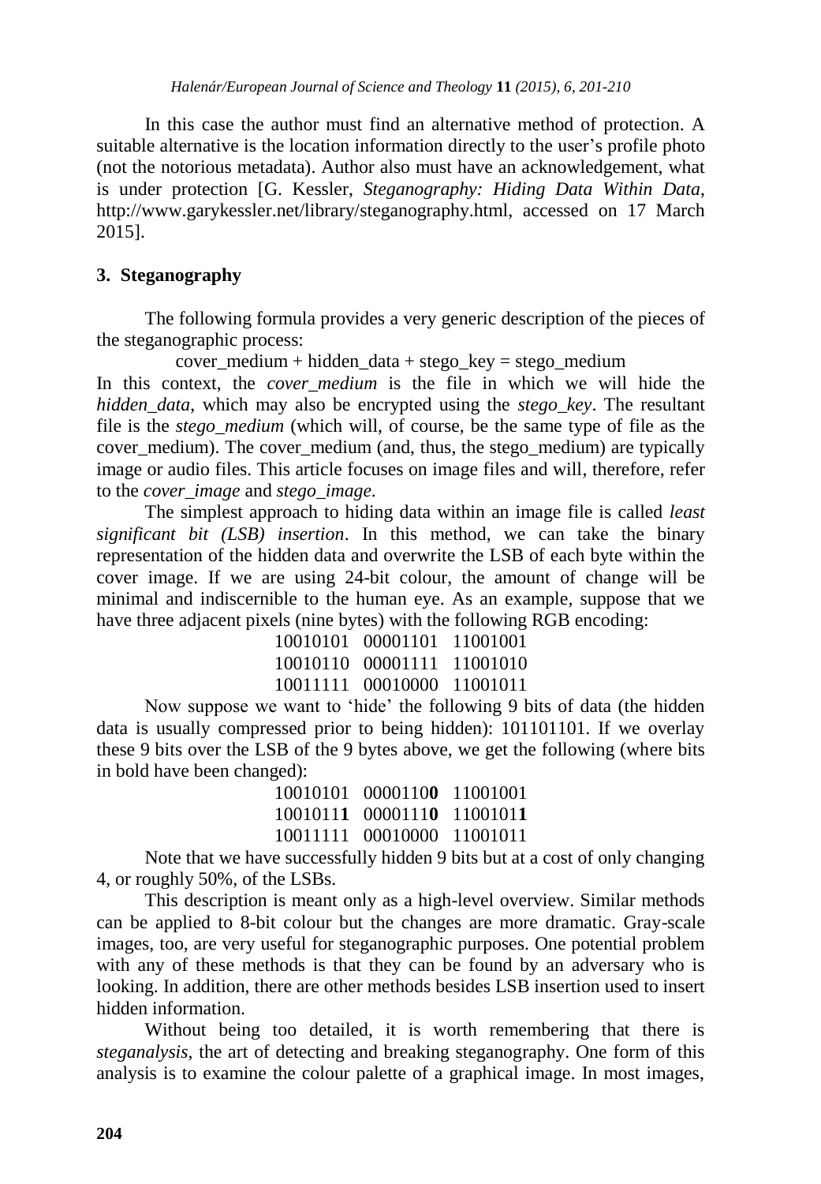In this case the author must find an alternative method of protection. A suitable alternative is the location information directly to the user's profile photo (not the notorious metadata). Author also must have an acknowledgement, what is under protection [G. Kessler, *Steganography: Hiding Data Within Data*, http://www.garykessler.net/library/steganography.html, accessed on 17 March 2015].

## 3. Steganography

The following formula provides a very generic description of the pieces of the steganographic process:

cover_medium + hidden_data + stego_key = stego_medium

In this context, the *cover_medium* is the file in which we will hide the *hidden_data*, which may also be encrypted using the *stego_key*. The resultant file is the *stego_medium* (which will, of course, be the same type of file as the cover_medium). The cover_medium (and, thus, the stego_medium) are typically image or audio files. This article focuses on image files and will, therefore, refer to the *cover_image* and *stego_image.*

The simplest approach to hiding data within an image file is called *least significant bit (LSB) insertion*. In this method, we can take the binary representation of the hidden data and overwrite the LSB of each byte within the cover image. If we are using 24-bit colour, the amount of change will be minimal and indiscernible to the human eye. As an example, suppose that we have three adjacent pixels (nine bytes) with the following RGB encoding:

10010101 00001101 11001001
10010110 00001111 11001010
10011111 00010000 11001011

Now suppose we want to 'hide' the following 9 bits of data (the hidden data is usually compressed prior to being hidden): 101101101. If we overlay these 9 bits over the LSB of the 9 bytes above, we get the following (where bits in bold have been changed):

10010101 0000110**0** 11001001
1001011**1** 0000111**0** 1100101**1**
10011111 00010000 11001011

Note that we have successfully hidden 9 bits but at a cost of only changing 4, or roughly 50%, of the LSBs.

This description is meant only as a high-level overview. Similar methods can be applied to 8-bit colour but the changes are more dramatic. Gray-scale images, too, are very useful for steganographic purposes. One potential problem with any of these methods is that they can be found by an adversary who is looking. In addition, there are other methods besides LSB insertion used to insert hidden information.

Without being too detailed, it is worth remembering that there is *steganalysis*, the art of detecting and breaking steganography. One form of this analysis is to examine the colour palette of a graphical image. In most images,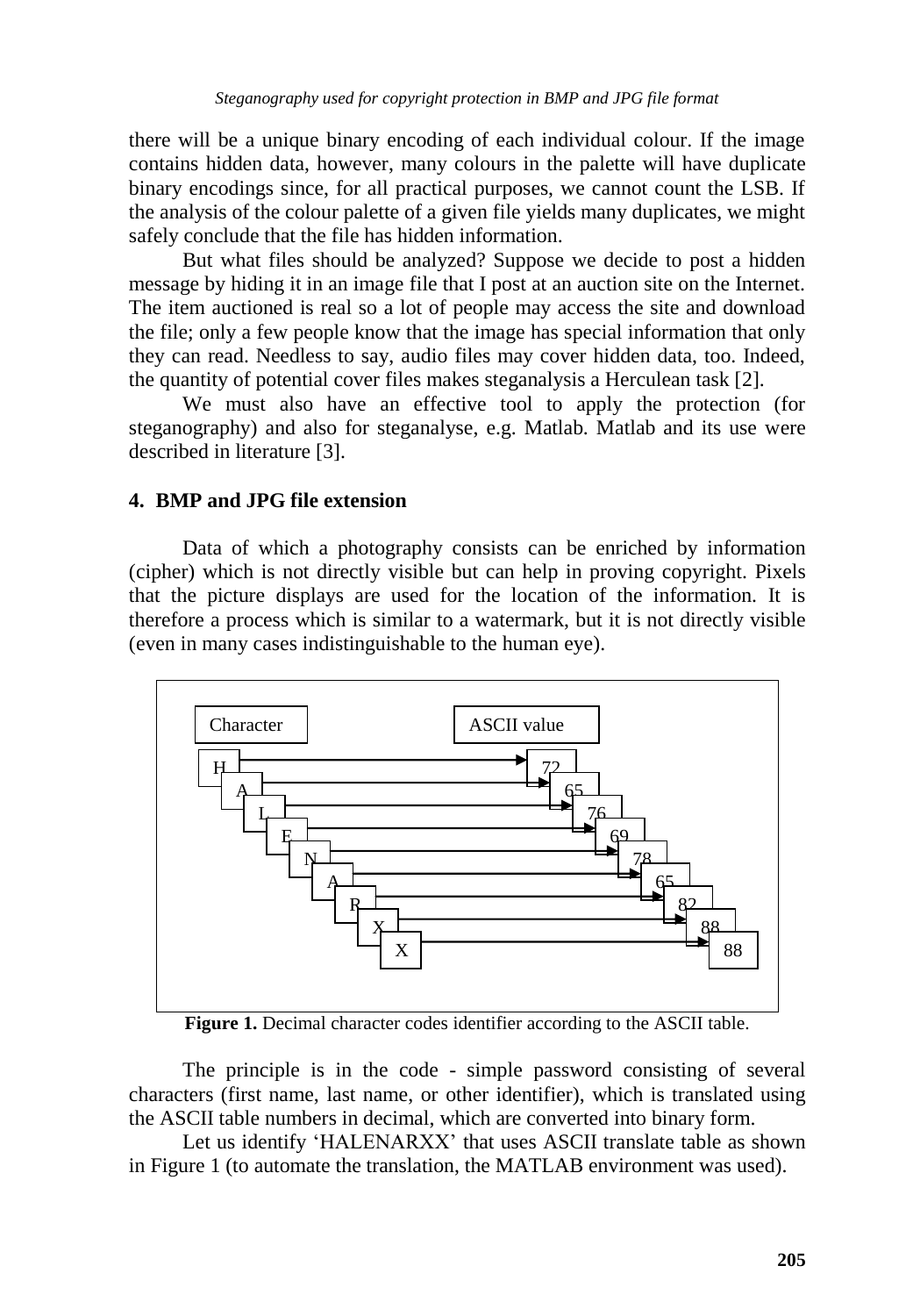there will be a unique binary encoding of each individual colour. If the image contains hidden data, however, many colours in the palette will have duplicate binary encodings since, for all practical purposes, we cannot count the LSB. If the analysis of the colour palette of a given file yields many duplicates, we might safely conclude that the file has hidden information.

But what files should be analyzed? Suppose we decide to post a hidden message by hiding it in an image file that I post at an auction site on the Internet. The item auctioned is real so a lot of people may access the site and download the file; only a few people know that the image has special information that only they can read. Needless to say, audio files may cover hidden data, too. Indeed, the quantity of potential cover files makes steganalysis a Herculean task [2].

We must also have an effective tool to apply the protection (for steganography) and also for steganalyse, e.g. Matlab. Matlab and its use were described in literature [3].

## 4. BMP and JPG file extension

Data of which a photography consists can be enriched by information (cipher) which is not directly visible but can help in proving copyright. Pixels that the picture displays are used for the location of the information. It is therefore a process which is similar to a watermark, but it is not directly visible (even in many cases indistinguishable to the human eye).

| Character | ASCII value |
|---|---|
| H | 72 |
| A | 65 |
| L | 76 |
| E | 69 |
| N | 78 |
| A | 65 |
| R | 82 |
| X | 88 |
| X | 88 |

**Figure 1.** Decimal character codes identifier according to the ASCII table.

The principle is in the code - simple password consisting of several characters (first name, last name, or other identifier), which is translated using the ASCII table numbers in decimal, which are converted into binary form.

Let us identify 'HALENARXX' that uses ASCII translate table as shown in Figure 1 (to automate the translation, the MATLAB environment was used).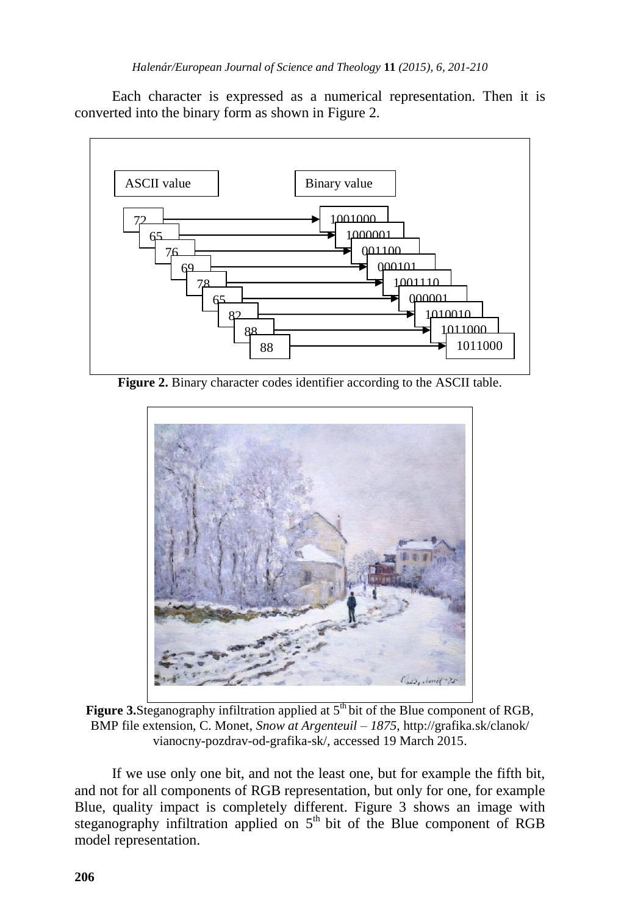Each character is expressed as a numerical representation. Then it is converted into the binary form as shown in Figure 2.

| ASCII value | Binary value |
| --- | --- |
| 72 | 1001000 |
| 65 | 1000001 |
| 76 | 001100 |
| 69 | 000101 |
| 78 | 1001110 |
| 65 | 000001 |
| 82 | 1010010 |
| 88 | 1011000 |
| 88 | 1011000 |

**Figure 2.** Binary character codes identifier according to the ASCII table.

**Figure 3.** Steganography infiltration applied at 5th bit of the Blue component of RGB, BMP file extension, C. Monet, *Snow at Argenteuil – 1875*, http://grafika.sk/clanok/vianocny-pozdrav-od-grafika-sk/, accessed 19 March 2015.

If we use only one bit, and not the least one, but for example the fifth bit, and not for all components of RGB representation, but only for one, for example Blue, quality impact is completely different. Figure 3 shows an image with steganography infiltration applied on 5th bit of the Blue component of RGB model representation.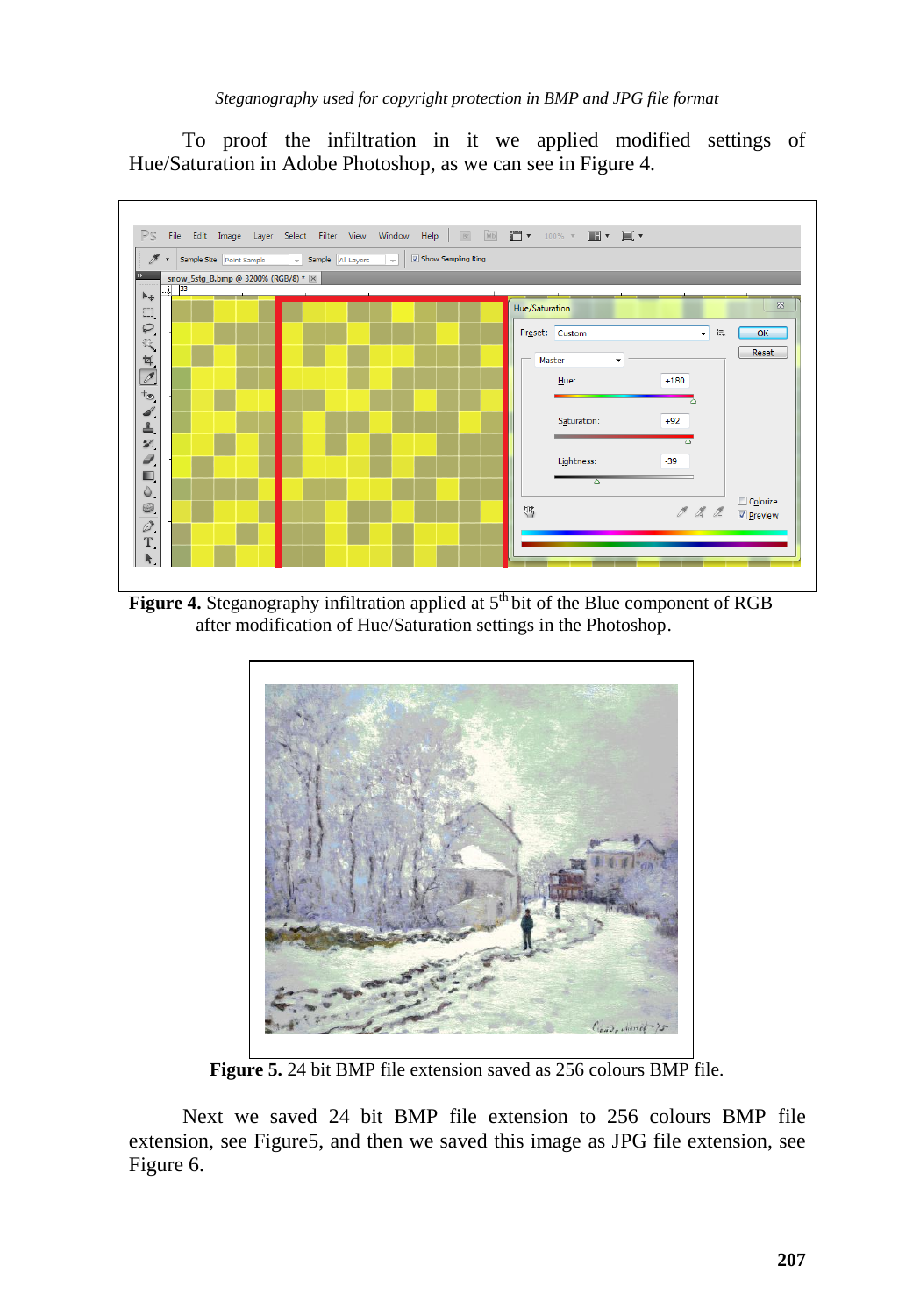To proof the infiltration in it we applied modified settings of Hue/Saturation in Adobe Photoshop, as we can see in Figure 4.

**Figure 4.** Steganography infiltration applied at 5th bit of the Blue component of RGB after modification of Hue/Saturation settings in the Photoshop.

**Figure 5.** 24 bit BMP file extension saved as 256 colours BMP file.

Next we saved 24 bit BMP file extension to 256 colours BMP file extension, see Figure5, and then we saved this image as JPG file extension, see Figure 6.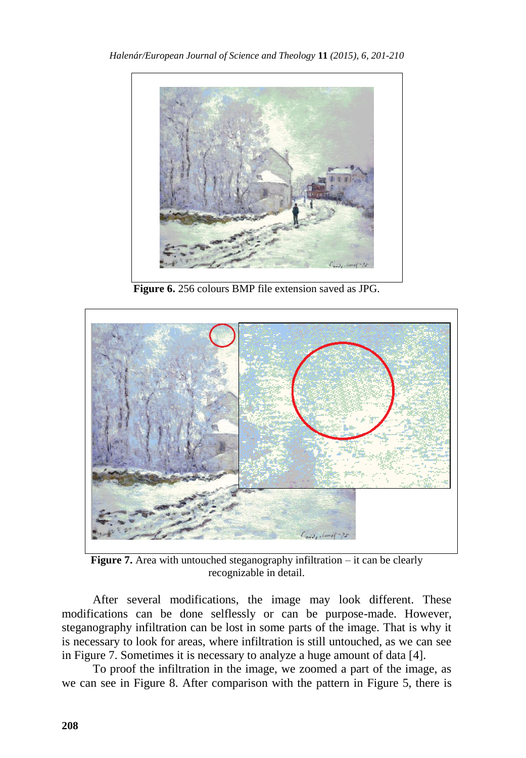**Figure 6.** 256 colours BMP file extension saved as JPG.

**Figure 7.** Area with untouched steganography infiltration – it can be clearly recognizable in detail.

After several modifications, the image may look different. These modifications can be done selflessly or can be purpose-made. However, steganography infiltration can be lost in some parts of the image. That is why it is necessary to look for areas, where infiltration is still untouched, as we can see in Figure 7. Sometimes it is necessary to analyze a huge amount of data [4].

To proof the infiltration in the image, we zoomed a part of the image, as we can see in Figure 8. After comparison with the pattern in Figure 5, there is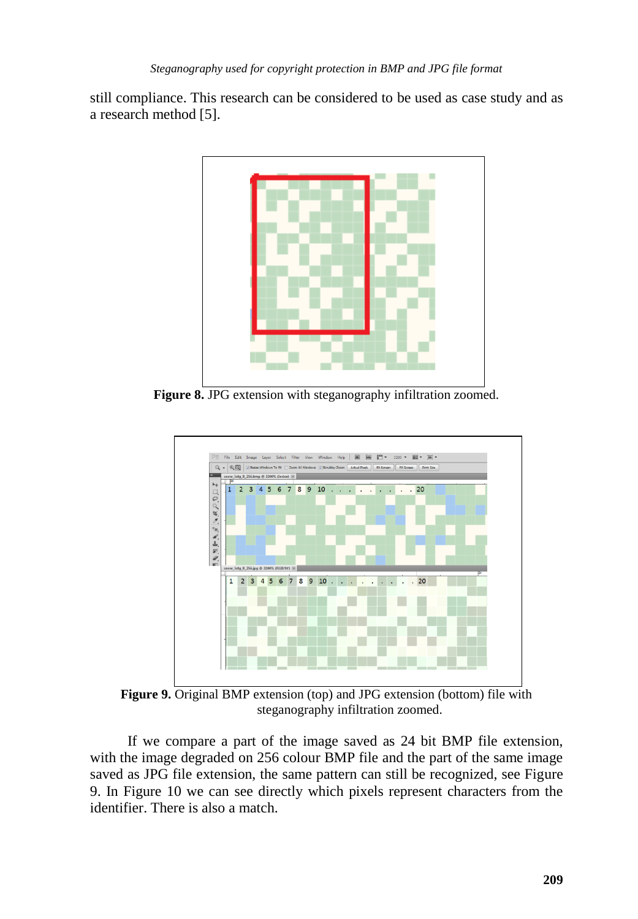still compliance. This research can be considered to be used as case study and as a research method [5].

**Figure 8.** JPG extension with steganography infiltration zoomed.

**Figure 9.** Original BMP extension (top) and JPG extension (bottom) file with steganography infiltration zoomed.

If we compare a part of the image saved as 24 bit BMP file extension, with the image degraded on 256 colour BMP file and the part of the same image saved as JPG file extension, the same pattern can still be recognized, see Figure 9. In Figure 10 we can see directly which pixels represent characters from the identifier. There is also a match.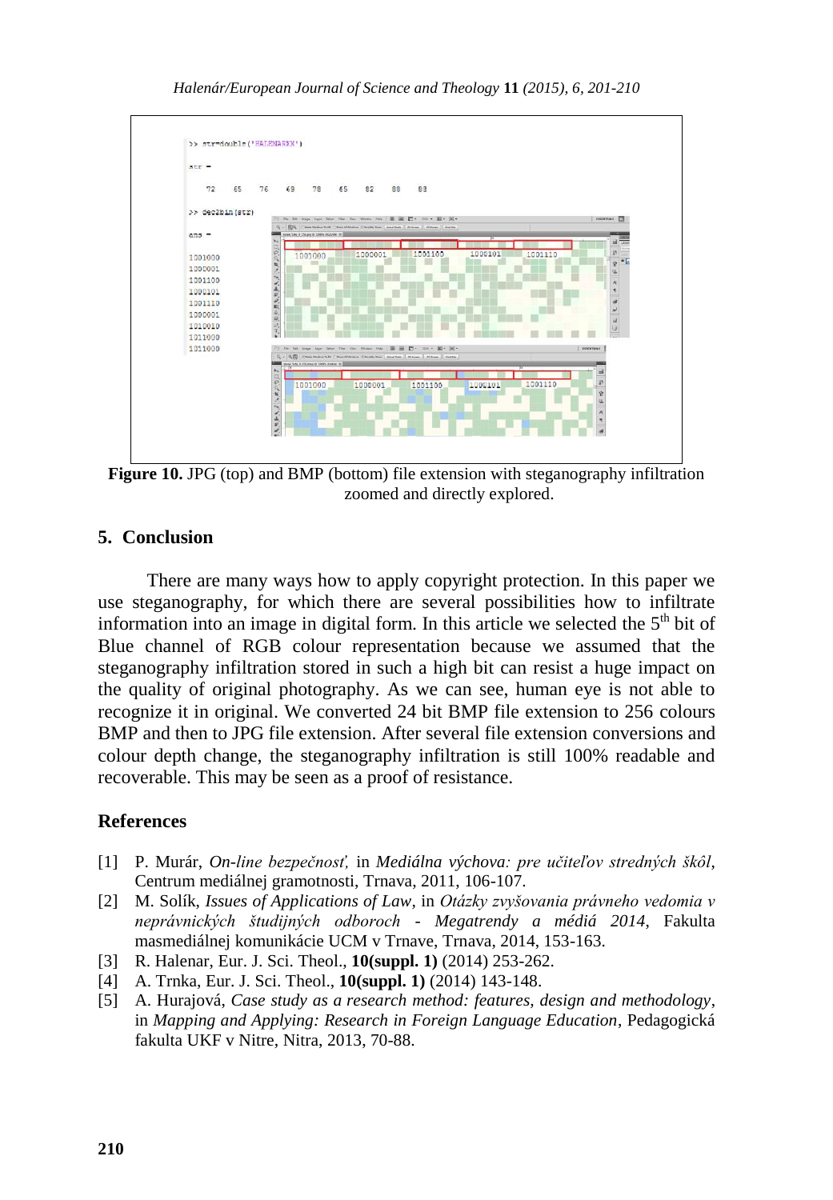**Figure 10.** JPG (top) and BMP (bottom) file extension with steganography infiltration zoomed and directly explored.

## 5. Conclusion

There are many ways how to apply copyright protection. In this paper we use steganography, for which there are several possibilities how to infiltrate information into an image in digital form. In this article we selected the 5$^{th}$ bit of Blue channel of RGB colour representation because we assumed that the steganography infiltration stored in such a high bit can resist a huge impact on the quality of original photography. As we can see, human eye is not able to recognize it in original. We converted 24 bit BMP file extension to 256 colours BMP and then to JPG file extension. After several file extension conversions and colour depth change, the steganography infiltration is still 100% readable and recoverable. This may be seen as a proof of resistance.

## References

[1] P. Murár, *On-line bezpečnosť*, in *Mediálna výchova: pre učiteľov stredných škôl*, Centrum mediálnej gramotnosti, Trnava, 2011, 106-107.

[2] M. Solík, *Issues of Applications of Law*, in *Otázky zvyšovania právneho vedomia v neprávnických študijných odboroch - Megatrendy a médiá 2014*, Fakulta masmediálnej komunikácie UCM v Trnave, Trnava, 2014, 153-163.

[3] R. Halenar, Eur. J. Sci. Theol., **10(suppl. 1)** (2014) 253-262.

[4] A. Trnka, Eur. J. Sci. Theol., **10(suppl. 1)** (2014) 143-148.

[5] A. Hurajová, *Case study as a research method: features, design and methodology*, in *Mapping and Applying: Research in Foreign Language Education*, Pedagogická fakulta UKF v Nitre, Nitra, 2013, 70-88.